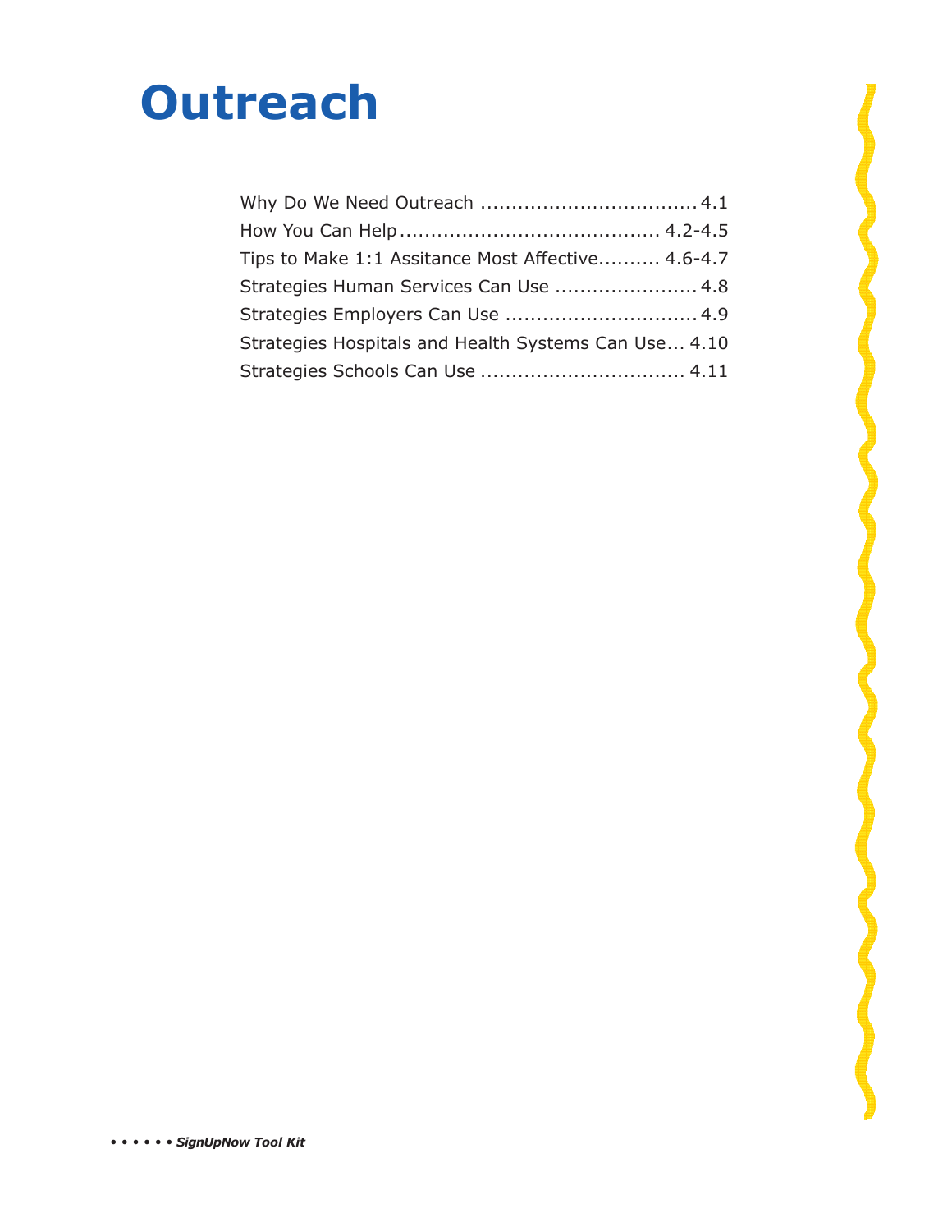# Outreach

Why Do We Need Outreach .................................. 4.1
How You Can Help ......................................... 4.2-4.5
Tips to Make 1:1 Assitance Most Affective.......... 4.6-4.7
Strategies Human Services Can Use ....................... 4.8
Strategies Employers Can Use .............................. 4.9
Strategies Hospitals and Health Systems Can Use... 4.10
Strategies Schools Can Use ................................ 4.11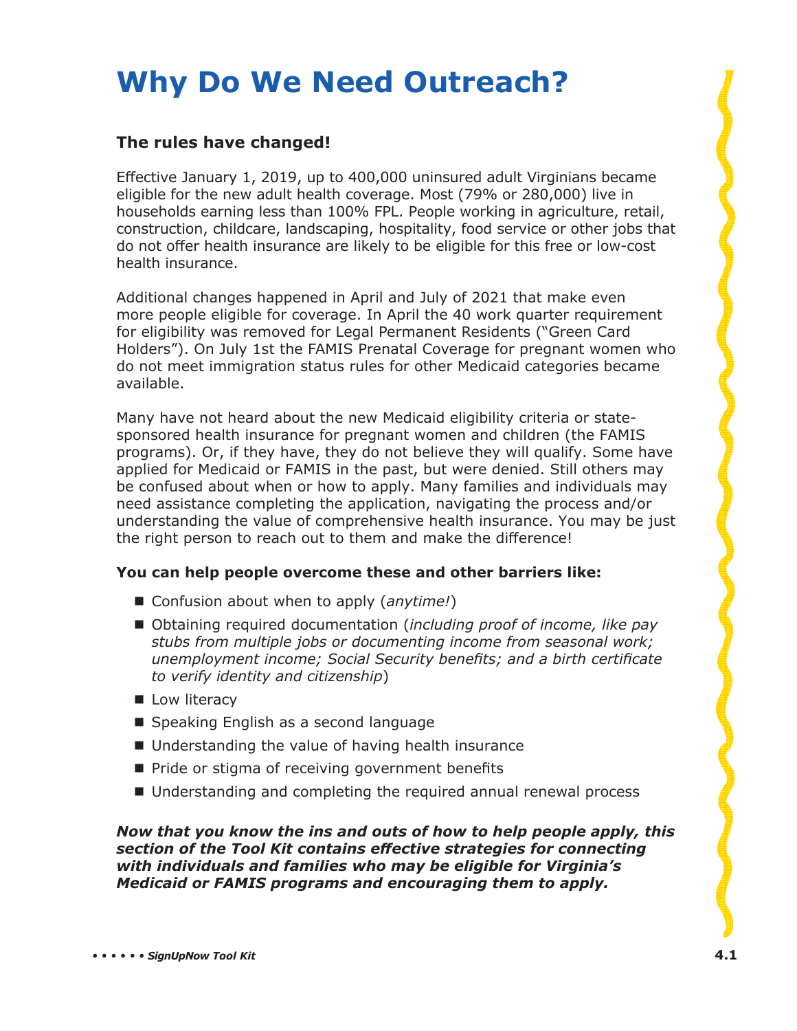# Why Do We Need Outreach?

### The rules have changed!

Effective January 1, 2019, up to 400,000 uninsured adult Virginians became eligible for the new adult health coverage. Most (79% or 280,000) live in households earning less than 100% FPL. People working in agriculture, retail, construction, childcare, landscaping, hospitality, food service or other jobs that do not offer health insurance are likely to be eligible for this free or low-cost health insurance.

Additional changes happened in April and July of 2021 that make even more people eligible for coverage. In April the 40 work quarter requirement for eligibility was removed for Legal Permanent Residents ("Green Card Holders"). On July 1st the FAMIS Prenatal Coverage for pregnant women who do not meet immigration status rules for other Medicaid categories became available.

Many have not heard about the new Medicaid eligibility criteria or state-sponsored health insurance for pregnant women and children (the FAMIS programs). Or, if they have, they do not believe they will qualify. Some have applied for Medicaid or FAMIS in the past, but were denied. Still others may be confused about when or how to apply. Many families and individuals may need assistance completing the application, navigating the process and/or understanding the value of comprehensive health insurance. You may be just the right person to reach out to them and make the difference!

**You can help people overcome these and other barriers like:**

- Confusion about when to apply (*anytime!*)
- Obtaining required documentation (*including proof of income, like pay stubs from multiple jobs or documenting income from seasonal work; unemployment income; Social Security benefits; and a birth certificate to verify identity and citizenship*)
- Low literacy
- Speaking English as a second language
- Understanding the value of having health insurance
- Pride or stigma of receiving government benefits
- Understanding and completing the required annual renewal process

***Now that you know the ins and outs of how to help people apply, this section of the Tool Kit contains effective strategies for connecting with individuals and families who may be eligible for Virginia's Medicaid or FAMIS programs and encouraging them to apply.***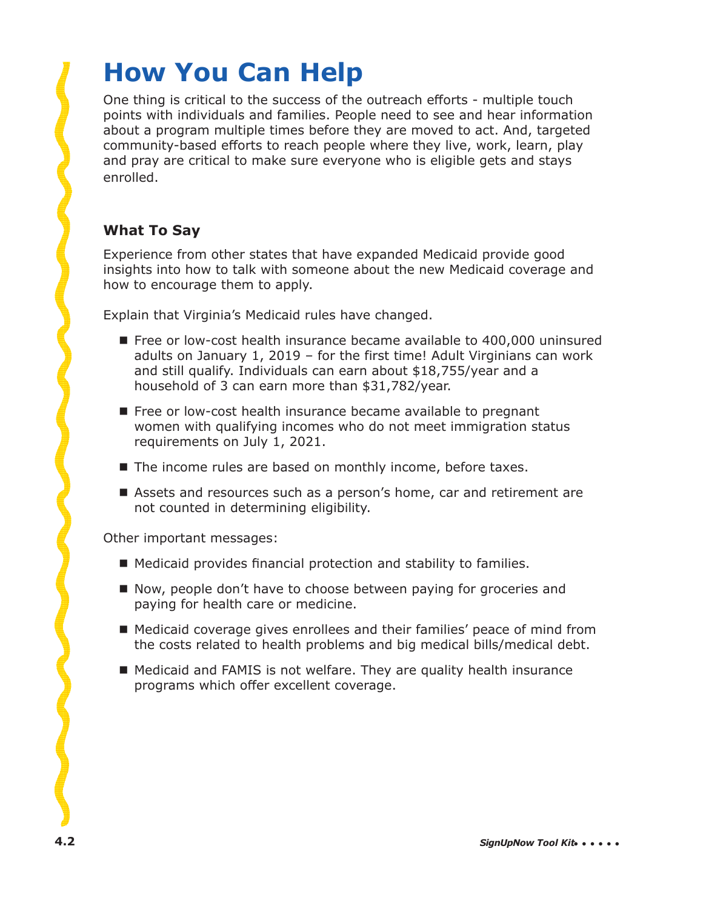# How You Can Help

One thing is critical to the success of the outreach efforts - multiple touch points with individuals and families. People need to see and hear information about a program multiple times before they are moved to act. And, targeted community-based efforts to reach people where they live, work, learn, play and pray are critical to make sure everyone who is eligible gets and stays enrolled.

### What To Say

Experience from other states that have expanded Medicaid provide good insights into how to talk with someone about the new Medicaid coverage and how to encourage them to apply.

Explain that Virginia's Medicaid rules have changed.

- Free or low-cost health insurance became available to 400,000 uninsured adults on January 1, 2019 – for the first time! Adult Virginians can work and still qualify. Individuals can earn about $18,755/year and a household of 3 can earn more than $31,782/year.
- Free or low-cost health insurance became available to pregnant women with qualifying incomes who do not meet immigration status requirements on July 1, 2021.
- The income rules are based on monthly income, before taxes.
- Assets and resources such as a person's home, car and retirement are not counted in determining eligibility.

Other important messages:

- Medicaid provides financial protection and stability to families.
- Now, people don't have to choose between paying for groceries and paying for health care or medicine.
- Medicaid coverage gives enrollees and their families' peace of mind from the costs related to health problems and big medical bills/medical debt.
- Medicaid and FAMIS is not welfare. They are quality health insurance programs which offer excellent coverage.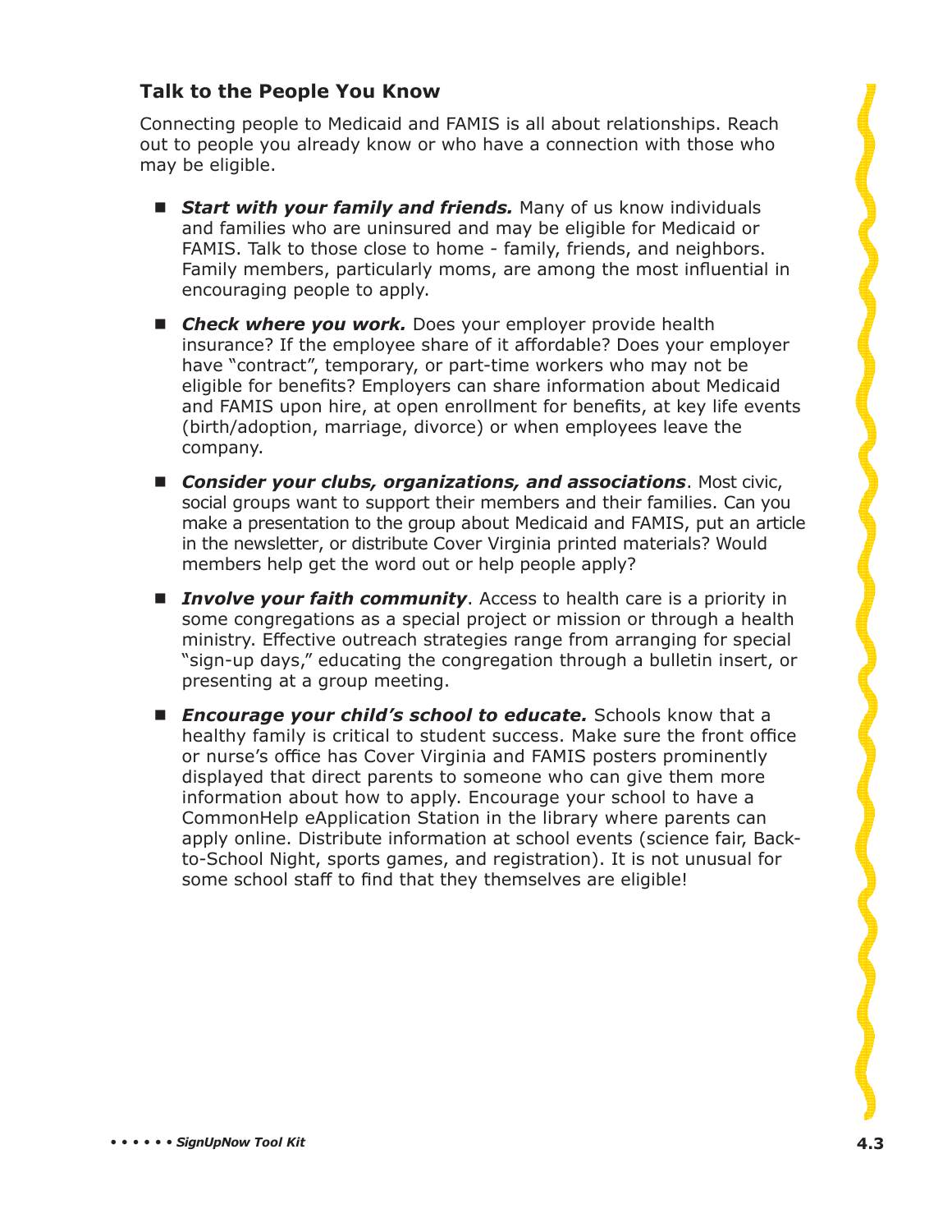### Talk to the People You Know

Connecting people to Medicaid and FAMIS is all about relationships. Reach out to people you already know or who have a connection with those who may be eligible.

- ***Start with your family and friends.*** Many of us know individuals and families who are uninsured and may be eligible for Medicaid or FAMIS. Talk to those close to home - family, friends, and neighbors. Family members, particularly moms, are among the most influential in encouraging people to apply.

- ***Check where you work.*** Does your employer provide health insurance? If the employee share of it affordable? Does your employer have "contract", temporary, or part-time workers who may not be eligible for benefits? Employers can share information about Medicaid and FAMIS upon hire, at open enrollment for benefits, at key life events (birth/adoption, marriage, divorce) or when employees leave the company.

- ***Consider your clubs, organizations, and associations***. Most civic, social groups want to support their members and their families. Can you make a presentation to the group about Medicaid and FAMIS, put an article in the newsletter, or distribute Cover Virginia printed materials? Would members help get the word out or help people apply?

- ***Involve your faith community***. Access to health care is a priority in some congregations as a special project or mission or through a health ministry. Effective outreach strategies range from arranging for special "sign-up days," educating the congregation through a bulletin insert, or presenting at a group meeting.

- ***Encourage your child's school to educate.*** Schools know that a healthy family is critical to student success. Make sure the front office or nurse's office has Cover Virginia and FAMIS posters prominently displayed that direct parents to someone who can give them more information about how to apply. Encourage your school to have a CommonHelp eApplication Station in the library where parents can apply online. Distribute information at school events (science fair, Back-to-School Night, sports games, and registration). It is not unusual for some school staff to find that they themselves are eligible!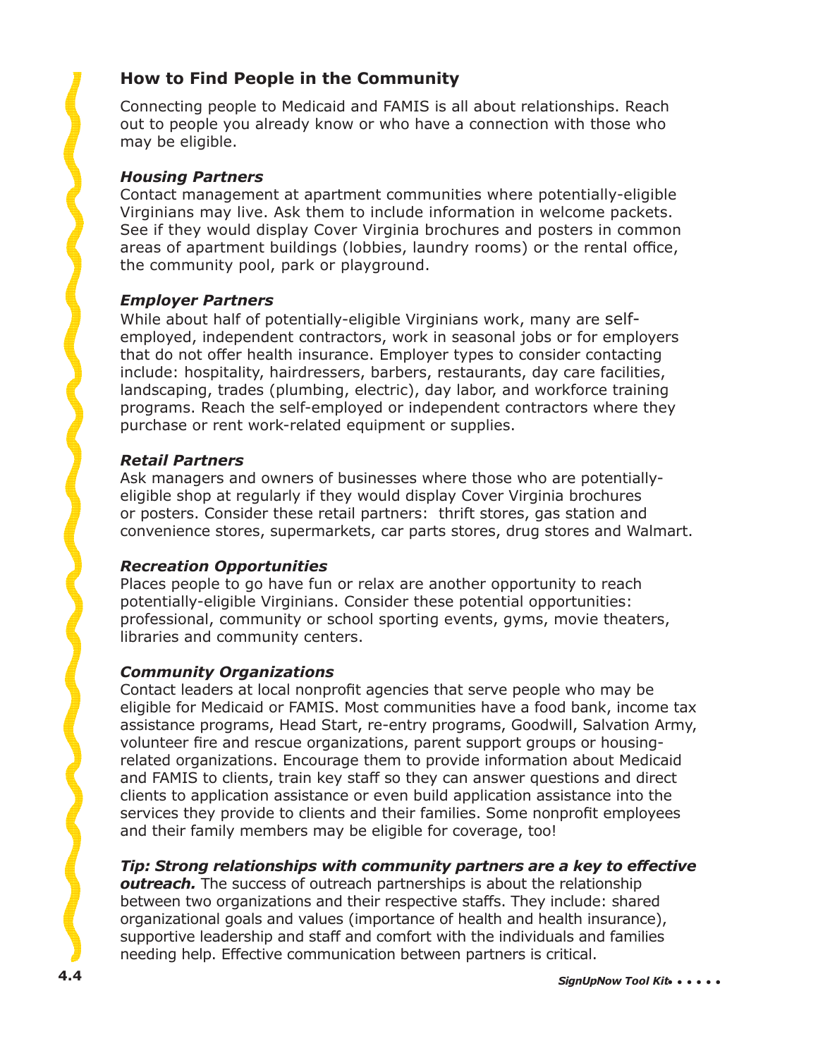## How to Find People in the Community

Connecting people to Medicaid and FAMIS is all about relationships. Reach out to people you already know or who have a connection with those who may be eligible.

***Housing Partners***
Contact management at apartment communities where potentially-eligible Virginians may live. Ask them to include information in welcome packets. See if they would display Cover Virginia brochures and posters in common areas of apartment buildings (lobbies, laundry rooms) or the rental office, the community pool, park or playground.

***Employer Partners***
While about half of potentially-eligible Virginians work, many are self-employed, independent contractors, work in seasonal jobs or for employers that do not offer health insurance. Employer types to consider contacting include: hospitality, hairdressers, barbers, restaurants, day care facilities, landscaping, trades (plumbing, electric), day labor, and workforce training programs. Reach the self-employed or independent contractors where they purchase or rent work-related equipment or supplies.

***Retail Partners***
Ask managers and owners of businesses where those who are potentially-eligible shop at regularly if they would display Cover Virginia brochures or posters. Consider these retail partners: thrift stores, gas station and convenience stores, supermarkets, car parts stores, drug stores and Walmart.

***Recreation Opportunities***
Places people to go have fun or relax are another opportunity to reach potentially-eligible Virginians. Consider these potential opportunities: professional, community or school sporting events, gyms, movie theaters, libraries and community centers.

***Community Organizations***
Contact leaders at local nonprofit agencies that serve people who may be eligible for Medicaid or FAMIS. Most communities have a food bank, income tax assistance programs, Head Start, re-entry programs, Goodwill, Salvation Army, volunteer fire and rescue organizations, parent support groups or housing-related organizations. Encourage them to provide information about Medicaid and FAMIS to clients, train key staff so they can answer questions and direct clients to application assistance or even build application assistance into the services they provide to clients and their families. Some nonprofit employees and their family members may be eligible for coverage, too!

***Tip: Strong relationships with community partners are a key to effective outreach.*** The success of outreach partnerships is about the relationship between two organizations and their respective staffs. They include: shared organizational goals and values (importance of health and health insurance), supportive leadership and staff and comfort with the individuals and families needing help. Effective communication between partners is critical.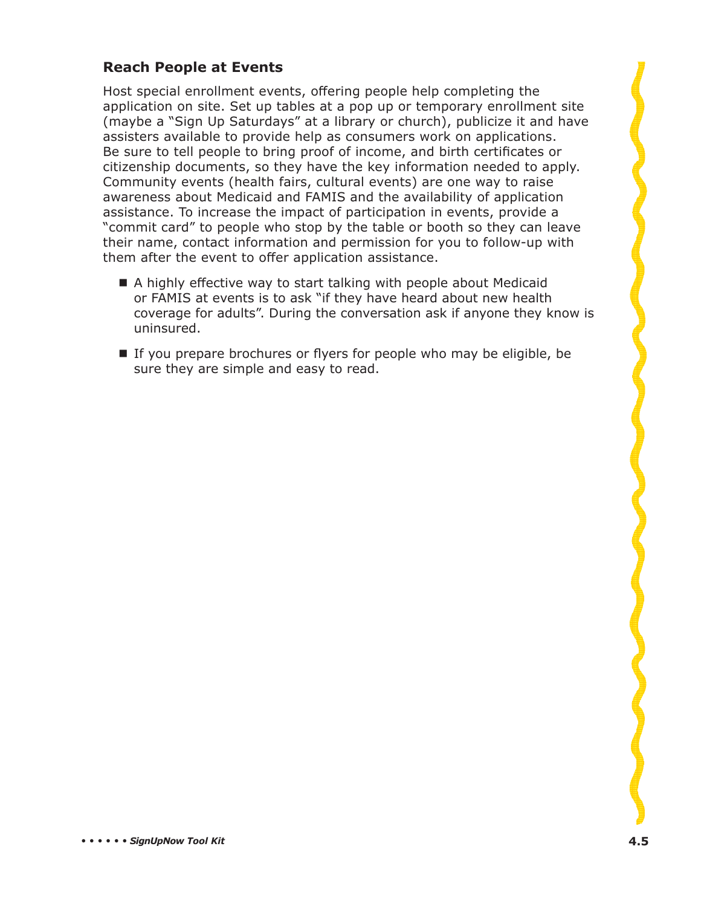## Reach People at Events

Host special enrollment events, offering people help completing the application on site. Set up tables at a pop up or temporary enrollment site (maybe a "Sign Up Saturdays" at a library or church), publicize it and have assisters available to provide help as consumers work on applications. Be sure to tell people to bring proof of income, and birth certificates or citizenship documents, so they have the key information needed to apply. Community events (health fairs, cultural events) are one way to raise awareness about Medicaid and FAMIS and the availability of application assistance. To increase the impact of participation in events, provide a "commit card" to people who stop by the table or booth so they can leave their name, contact information and permission for you to follow-up with them after the event to offer application assistance.

- A highly effective way to start talking with people about Medicaid or FAMIS at events is to ask "if they have heard about new health coverage for adults". During the conversation ask if anyone they know is uninsured.
- If you prepare brochures or flyers for people who may be eligible, be sure they are simple and easy to read.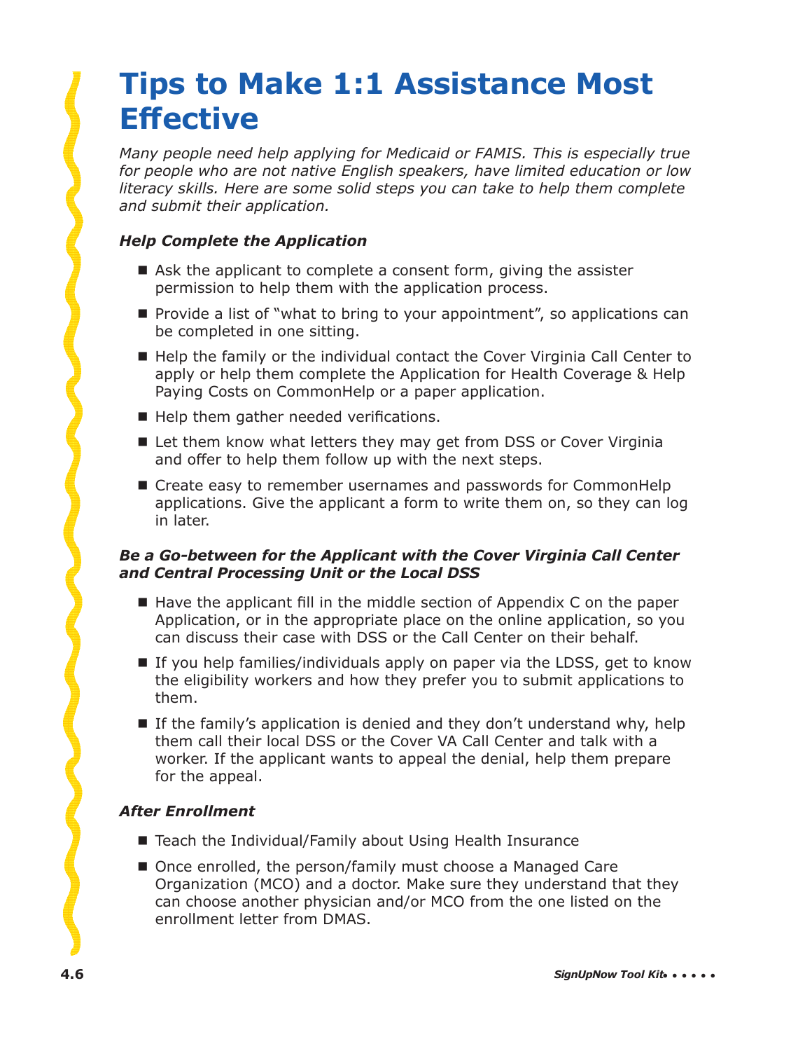# Tips to Make 1:1 Assistance Most Effective

*Many people need help applying for Medicaid or FAMIS. This is especially true for people who are not native English speakers, have limited education or low literacy skills. Here are some solid steps you can take to help them complete and submit their application.*

### *Help Complete the Application*

- Ask the applicant to complete a consent form, giving the assister permission to help them with the application process.
- Provide a list of "what to bring to your appointment", so applications can be completed in one sitting.
- Help the family or the individual contact the Cover Virginia Call Center to apply or help them complete the Application for Health Coverage & Help Paying Costs on CommonHelp or a paper application.
- Help them gather needed verifications.
- Let them know what letters they may get from DSS or Cover Virginia and offer to help them follow up with the next steps.
- Create easy to remember usernames and passwords for CommonHelp applications. Give the applicant a form to write them on, so they can log in later.

### *Be a Go-between for the Applicant with the Cover Virginia Call Center and Central Processing Unit or the Local DSS*

- Have the applicant fill in the middle section of Appendix C on the paper Application, or in the appropriate place on the online application, so you can discuss their case with DSS or the Call Center on their behalf.
- If you help families/individuals apply on paper via the LDSS, get to know the eligibility workers and how they prefer you to submit applications to them.
- If the family's application is denied and they don't understand why, help them call their local DSS or the Cover VA Call Center and talk with a worker. If the applicant wants to appeal the denial, help them prepare for the appeal.

### *After Enrollment*

- Teach the Individual/Family about Using Health Insurance
- Once enrolled, the person/family must choose a Managed Care Organization (MCO) and a doctor. Make sure they understand that they can choose another physician and/or MCO from the one listed on the enrollment letter from DMAS.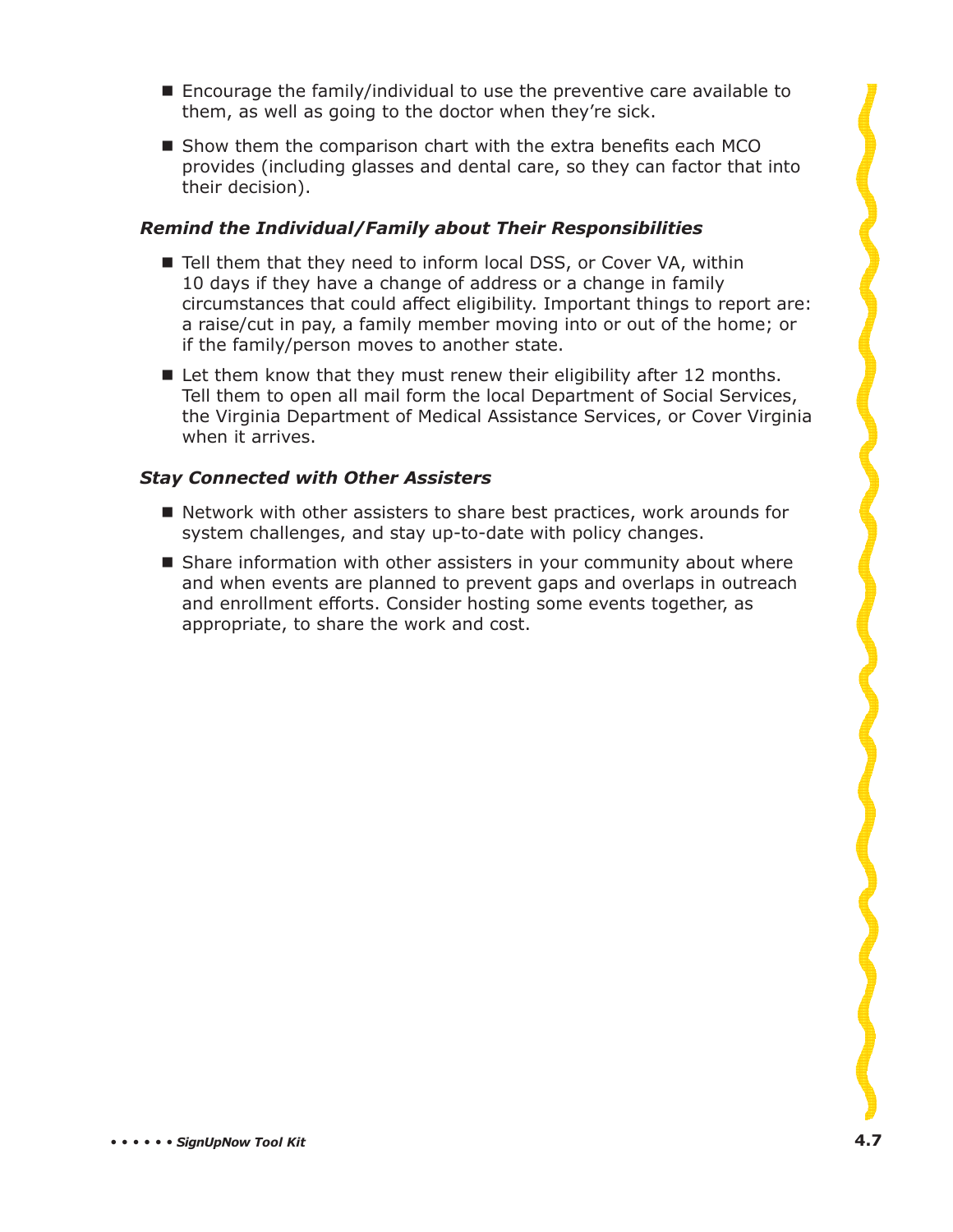- Encourage the family/individual to use the preventive care available to them, as well as going to the doctor when they're sick.
- Show them the comparison chart with the extra benefits each MCO provides (including glasses and dental care, so they can factor that into their decision).

### *Remind the Individual/Family about Their Responsibilities*

- Tell them that they need to inform local DSS, or Cover VA, within 10 days if they have a change of address or a change in family circumstances that could affect eligibility. Important things to report are: a raise/cut in pay, a family member moving into or out of the home; or if the family/person moves to another state.
- Let them know that they must renew their eligibility after 12 months. Tell them to open all mail form the local Department of Social Services, the Virginia Department of Medical Assistance Services, or Cover Virginia when it arrives.

### *Stay Connected with Other Assisters*

- Network with other assisters to share best practices, work arounds for system challenges, and stay up-to-date with policy changes.
- Share information with other assisters in your community about where and when events are planned to prevent gaps and overlaps in outreach and enrollment efforts. Consider hosting some events together, as appropriate, to share the work and cost.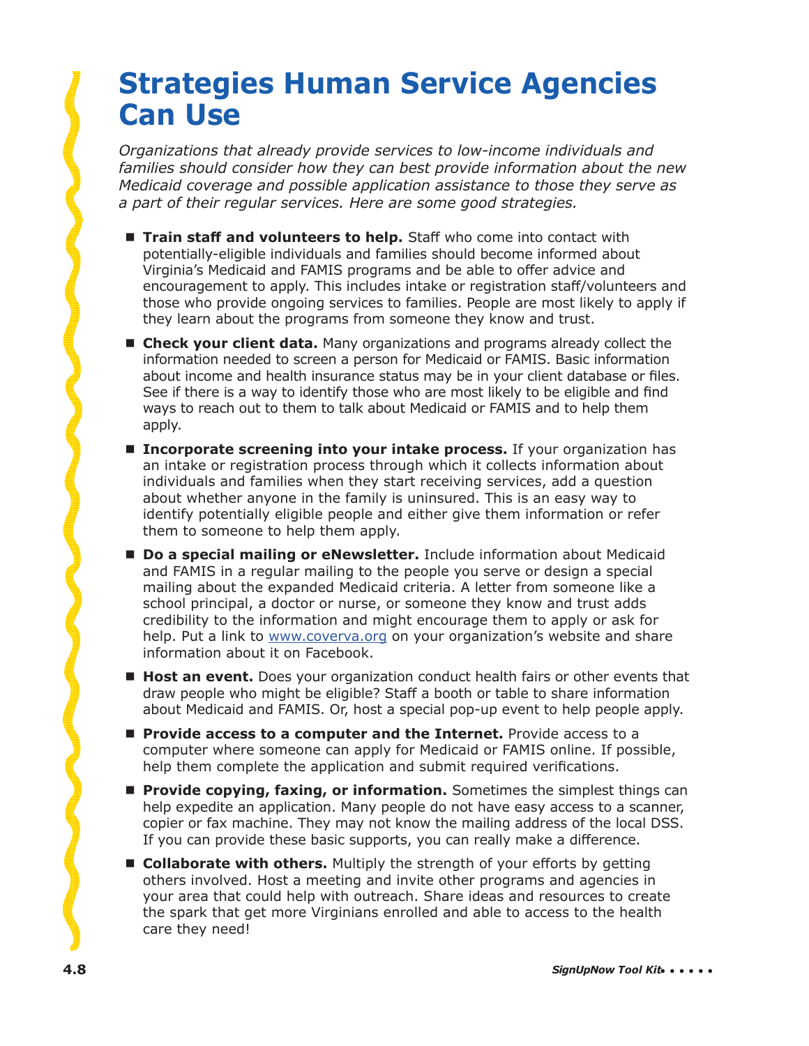# Strategies Human Service Agencies Can Use

*Organizations that already provide services to low-income individuals and families should consider how they can best provide information about the new Medicaid coverage and possible application assistance to those they serve as a part of their regular services. Here are some good strategies.*

- **Train staff and volunteers to help.** Staff who come into contact with potentially-eligible individuals and families should become informed about Virginia's Medicaid and FAMIS programs and be able to offer advice and encouragement to apply. This includes intake or registration staff/volunteers and those who provide ongoing services to families. People are most likely to apply if they learn about the programs from someone they know and trust.
- **Check your client data.** Many organizations and programs already collect the information needed to screen a person for Medicaid or FAMIS. Basic information about income and health insurance status may be in your client database or files. See if there is a way to identify those who are most likely to be eligible and find ways to reach out to them to talk about Medicaid or FAMIS and to help them apply.
- **Incorporate screening into your intake process.** If your organization has an intake or registration process through which it collects information about individuals and families when they start receiving services, add a question about whether anyone in the family is uninsured. This is an easy way to identify potentially eligible people and either give them information or refer them to someone to help them apply.
- **Do a special mailing or eNewsletter.** Include information about Medicaid and FAMIS in a regular mailing to the people you serve or design a special mailing about the expanded Medicaid criteria. A letter from someone like a school principal, a doctor or nurse, or someone they know and trust adds credibility to the information and might encourage them to apply or ask for help. Put a link to www.coverva.org on your organization's website and share information about it on Facebook.
- **Host an event.** Does your organization conduct health fairs or other events that draw people who might be eligible? Staff a booth or table to share information about Medicaid and FAMIS. Or, host a special pop-up event to help people apply.
- **Provide access to a computer and the Internet.** Provide access to a computer where someone can apply for Medicaid or FAMIS online. If possible, help them complete the application and submit required verifications.
- **Provide copying, faxing, or information.** Sometimes the simplest things can help expedite an application. Many people do not have easy access to a scanner, copier or fax machine. They may not know the mailing address of the local DSS. If you can provide these basic supports, you can really make a difference.
- **Collaborate with others.** Multiply the strength of your efforts by getting others involved. Host a meeting and invite other programs and agencies in your area that could help with outreach. Share ideas and resources to create the spark that get more Virginians enrolled and able to access to the health care they need!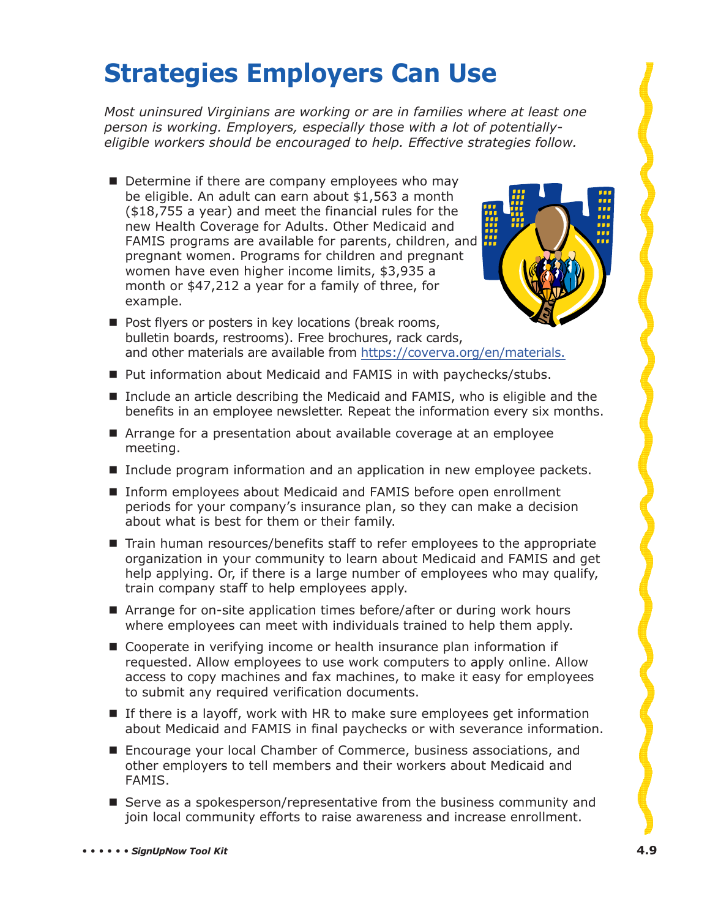# Strategies Employers Can Use

*Most uninsured Virginians are working or are in families where at least one person is working. Employers, especially those with a lot of potentially-eligible workers should be encouraged to help. Effective strategies follow.*

- Determine if there are company employees who may be eligible. An adult can earn about $1,563 a month ($18,755 a year) and meet the financial rules for the new Health Coverage for Adults. Other Medicaid and FAMIS programs are available for parents, children, and pregnant women. Programs for children and pregnant women have even higher income limits, $3,935 a month or $47,212 a year for a family of three, for example.
- Post flyers or posters in key locations (break rooms, bulletin boards, restrooms). Free brochures, rack cards, and other materials are available from https://coverva.org/en/materials.
- Put information about Medicaid and FAMIS in with paychecks/stubs.
- Include an article describing the Medicaid and FAMIS, who is eligible and the benefits in an employee newsletter. Repeat the information every six months.
- Arrange for a presentation about available coverage at an employee meeting.
- Include program information and an application in new employee packets.
- Inform employees about Medicaid and FAMIS before open enrollment periods for your company's insurance plan, so they can make a decision about what is best for them or their family.
- Train human resources/benefits staff to refer employees to the appropriate organization in your community to learn about Medicaid and FAMIS and get help applying. Or, if there is a large number of employees who may qualify, train company staff to help employees apply.
- Arrange for on-site application times before/after or during work hours where employees can meet with individuals trained to help them apply.
- Cooperate in verifying income or health insurance plan information if requested. Allow employees to use work computers to apply online. Allow access to copy machines and fax machines, to make it easy for employees to submit any required verification documents.
- If there is a layoff, work with HR to make sure employees get information about Medicaid and FAMIS in final paychecks or with severance information.
- Encourage your local Chamber of Commerce, business associations, and other employers to tell members and their workers about Medicaid and FAMIS.
- Serve as a spokesperson/representative from the business community and join local community efforts to raise awareness and increase enrollment.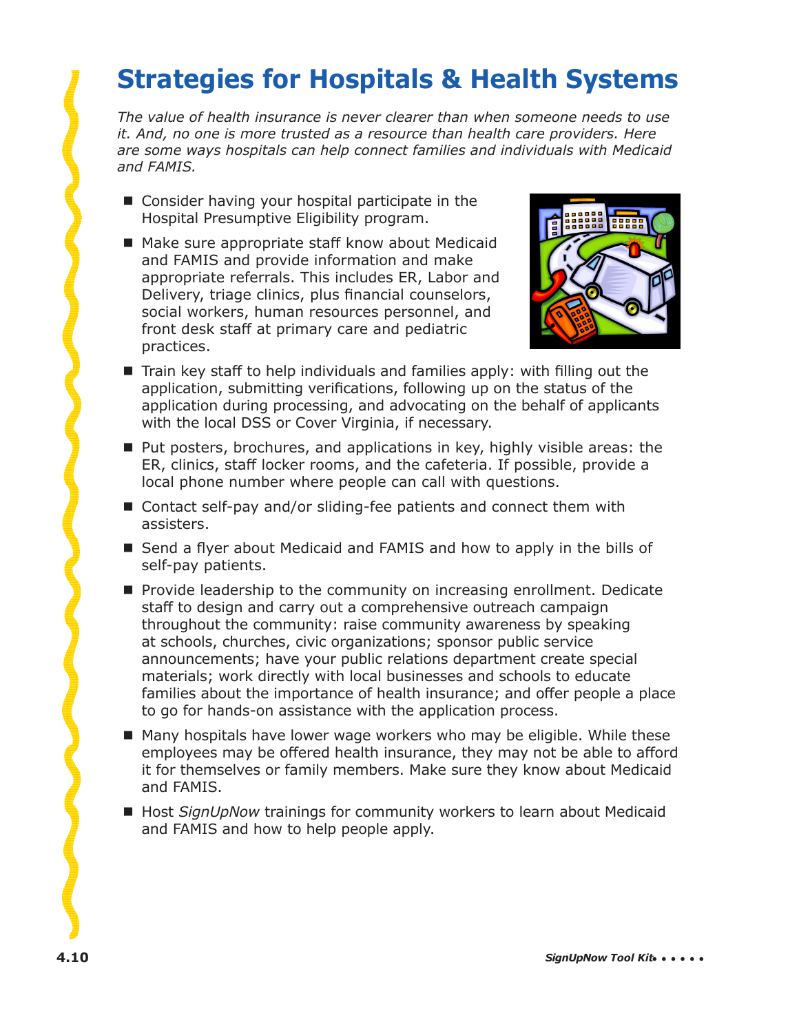# Strategies for Hospitals & Health Systems

*The value of health insurance is never clearer than when someone needs to use it. And, no one is more trusted as a resource than health care providers. Here are some ways hospitals can help connect families and individuals with Medicaid and FAMIS.*

- Consider having your hospital participate in the Hospital Presumptive Eligibility program.
- Make sure appropriate staff know about Medicaid and FAMIS and provide information and make appropriate referrals. This includes ER, Labor and Delivery, triage clinics, plus financial counselors, social workers, human resources personnel, and front desk staff at primary care and pediatric practices.
- Train key staff to help individuals and families apply: with filling out the application, submitting verifications, following up on the status of the application during processing, and advocating on the behalf of applicants with the local DSS or Cover Virginia, if necessary.
- Put posters, brochures, and applications in key, highly visible areas: the ER, clinics, staff locker rooms, and the cafeteria. If possible, provide a local phone number where people can call with questions.
- Contact self-pay and/or sliding-fee patients and connect them with assisters.
- Send a flyer about Medicaid and FAMIS and how to apply in the bills of self-pay patients.
- Provide leadership to the community on increasing enrollment. Dedicate staff to design and carry out a comprehensive outreach campaign throughout the community: raise community awareness by speaking at schools, churches, civic organizations; sponsor public service announcements; have your public relations department create special materials; work directly with local businesses and schools to educate families about the importance of health insurance; and offer people a place to go for hands-on assistance with the application process.
- Many hospitals have lower wage workers who may be eligible. While these employees may be offered health insurance, they may not be able to afford it for themselves or family members. Make sure they know about Medicaid and FAMIS.
- Host *SignUpNow* trainings for community workers to learn about Medicaid and FAMIS and how to help people apply.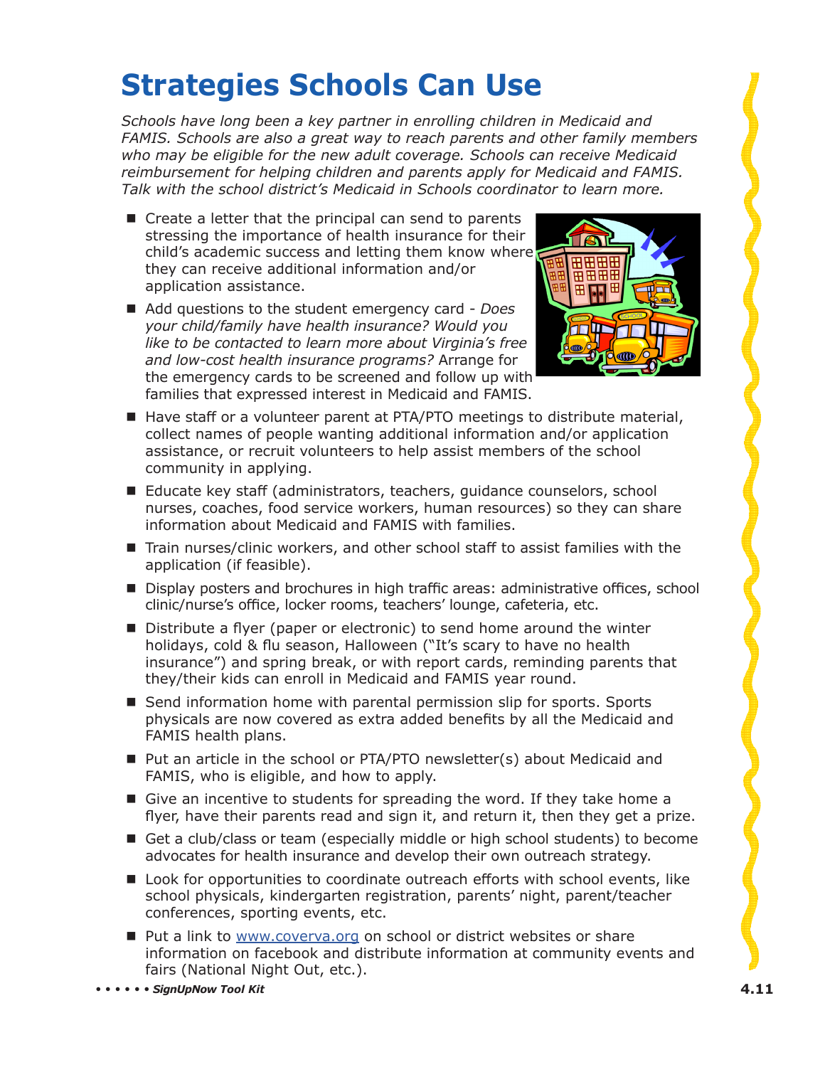# Strategies Schools Can Use

*Schools have long been a key partner in enrolling children in Medicaid and FAMIS. Schools are also a great way to reach parents and other family members who may be eligible for the new adult coverage. Schools can receive Medicaid reimbursement for helping children and parents apply for Medicaid and FAMIS. Talk with the school district's Medicaid in Schools coordinator to learn more.*

- Create a letter that the principal can send to parents stressing the importance of health insurance for their child's academic success and letting them know where they can receive additional information and/or application assistance.
- Add questions to the student emergency card - *Does your child/family have health insurance? Would you like to be contacted to learn more about Virginia's free and low-cost health insurance programs?* Arrange for the emergency cards to be screened and follow up with families that expressed interest in Medicaid and FAMIS.
- Have staff or a volunteer parent at PTA/PTO meetings to distribute material, collect names of people wanting additional information and/or application assistance, or recruit volunteers to help assist members of the school community in applying.
- Educate key staff (administrators, teachers, guidance counselors, school nurses, coaches, food service workers, human resources) so they can share information about Medicaid and FAMIS with families.
- Train nurses/clinic workers, and other school staff to assist families with the application (if feasible).
- Display posters and brochures in high traffic areas: administrative offices, school clinic/nurse's office, locker rooms, teachers' lounge, cafeteria, etc.
- Distribute a flyer (paper or electronic) to send home around the winter holidays, cold & flu season, Halloween ("It's scary to have no health insurance") and spring break, or with report cards, reminding parents that they/their kids can enroll in Medicaid and FAMIS year round.
- Send information home with parental permission slip for sports. Sports physicals are now covered as extra added benefits by all the Medicaid and FAMIS health plans.
- Put an article in the school or PTA/PTO newsletter(s) about Medicaid and FAMIS, who is eligible, and how to apply.
- Give an incentive to students for spreading the word. If they take home a flyer, have their parents read and sign it, and return it, then they get a prize.
- Get a club/class or team (especially middle or high school students) to become advocates for health insurance and develop their own outreach strategy.
- Look for opportunities to coordinate outreach efforts with school events, like school physicals, kindergarten registration, parents' night, parent/teacher conferences, sporting events, etc.
- Put a link to www.coverva.org on school or district websites or share information on facebook and distribute information at community events and fairs (National Night Out, etc.).